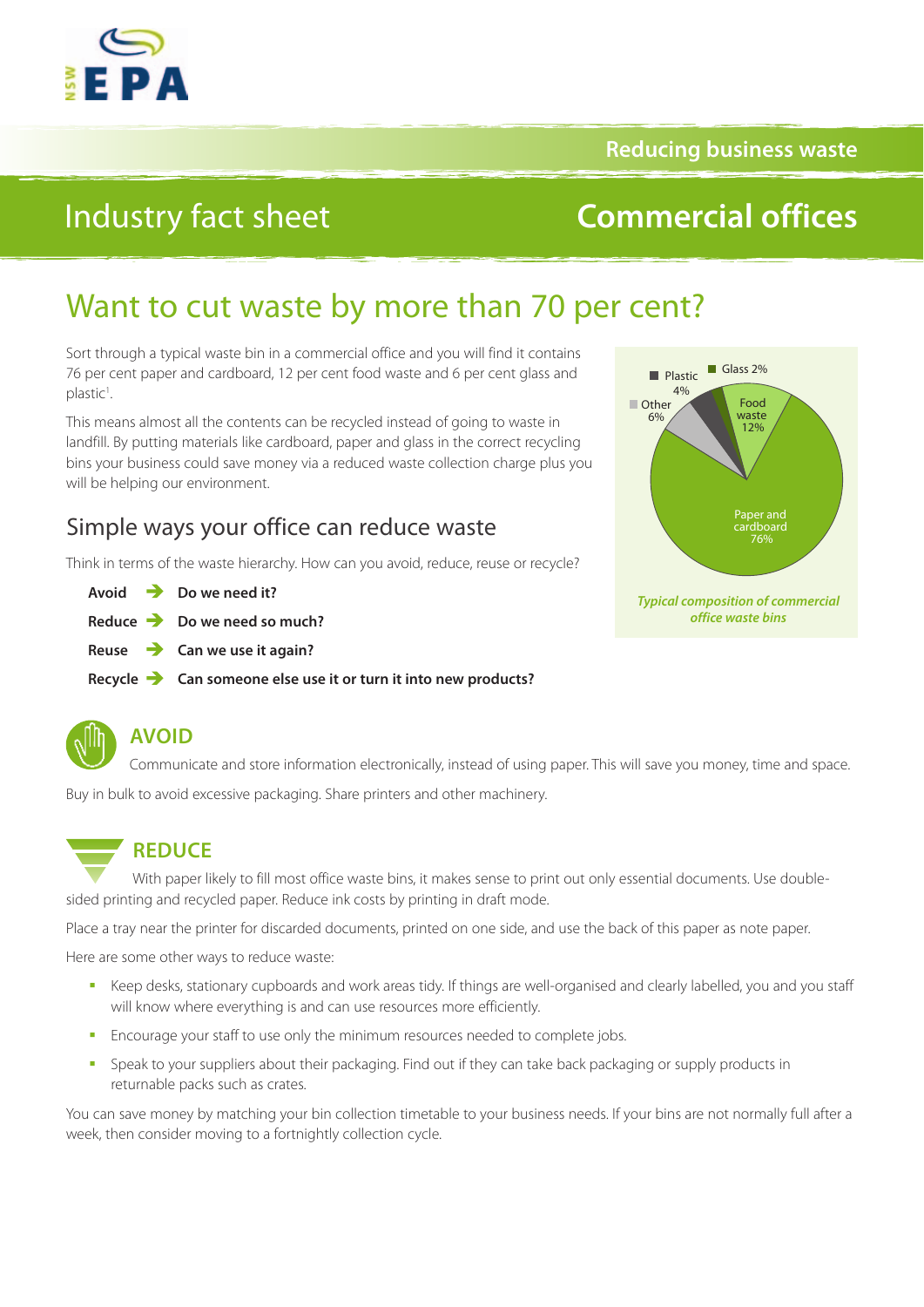Reducing business waste

# Industry fact sheet — Commercial offices

## Want to cut waste by more than 70 per cent?

Sort through a typical waste bin in a commercial office and you will find it contains 76 per cent paper and cardboard, 12 per cent food waste and 6 per cent glass and plastic[1].

This means almost all the contents can be recycled instead of going to waste in landfill. By putting materials like cardboard, paper and glass in the correct recycling bins your business could save money via a reduced waste collection charge plus you will be helping our environment.

Plastic 4%, Glass 2%, Other 6%, Food waste 12%, Paper and cardboard 76%

*Typical composition of commercial office waste bins*

### Simple ways your office can reduce waste

Think in terms of the waste hierarchy. How can you avoid, reduce, reuse or recycle?

**Avoid** → **Do we need it?**

**Reduce** → **Do we need so much?**

**Reuse** → **Can we use it again?**

**Recycle** → **Can someone else use it or turn it into new products?**

### AVOID

Communicate and store information electronically, instead of using paper. This will save you money, time and space.

Buy in bulk to avoid excessive packaging. Share printers and other machinery.

### REDUCE

With paper likely to fill most office waste bins, it makes sense to print out only essential documents. Use double-sided printing and recycled paper. Reduce ink costs by printing in draft mode.

Place a tray near the printer for discarded documents, printed on one side, and use the back of this paper as note paper.

Here are some other ways to reduce waste:

- Keep desks, stationary cupboards and work areas tidy. If things are well-organised and clearly labelled, you and you staff will know where everything is and can use resources more efficiently.
- Encourage your staff to use only the minimum resources needed to complete jobs.
- Speak to your suppliers about their packaging. Find out if they can take back packaging or supply products in returnable packs such as crates.

You can save money by matching your bin collection timetable to your business needs. If your bins are not normally full after a week, then consider moving to a fortnightly collection cycle.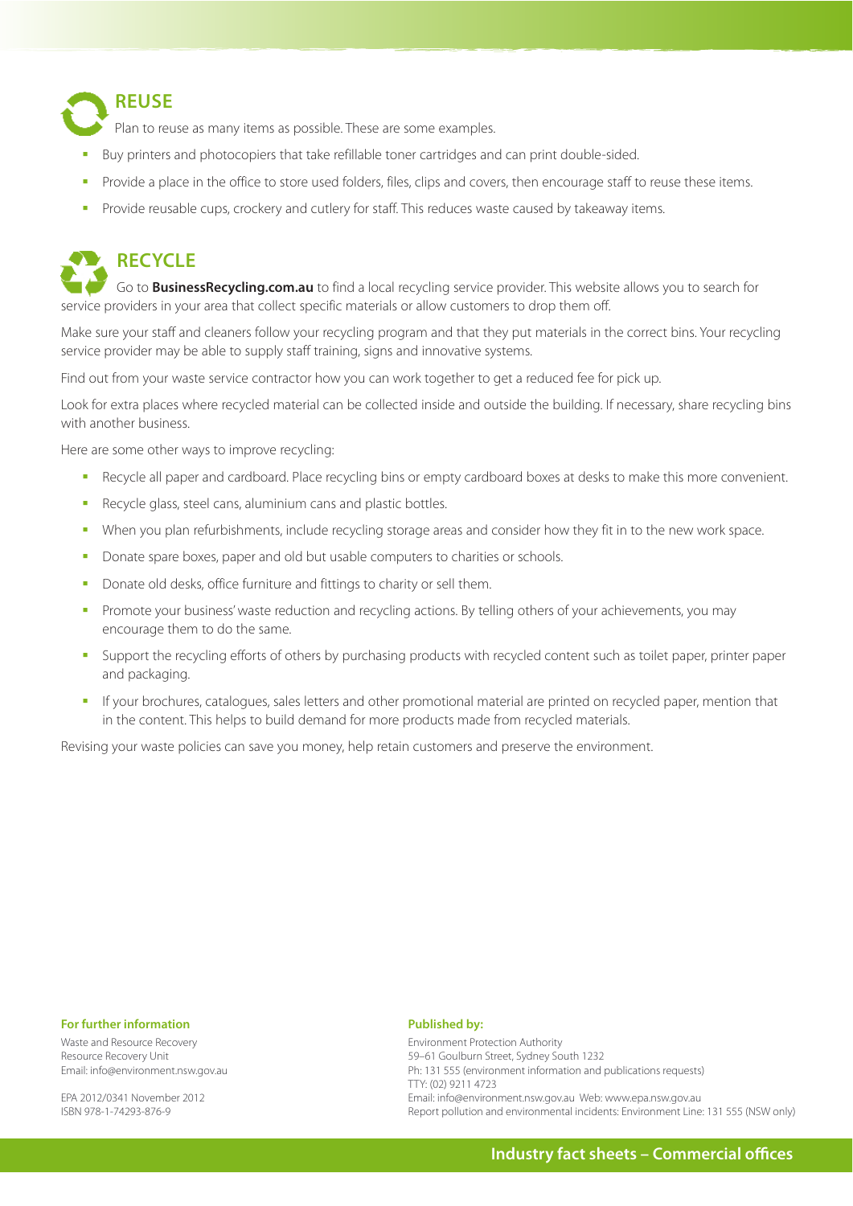## REUSE

Plan to reuse as many items as possible. These are some examples.

- Buy printers and photocopiers that take refillable toner cartridges and can print double-sided.
- Provide a place in the office to store used folders, files, clips and covers, then encourage staff to reuse these items.
- Provide reusable cups, crockery and cutlery for staff. This reduces waste caused by takeaway items.

## RECYCLE

Go to **BusinessRecycling.com.au** to find a local recycling service provider. This website allows you to search for service providers in your area that collect specific materials or allow customers to drop them off.

Make sure your staff and cleaners follow your recycling program and that they put materials in the correct bins. Your recycling service provider may be able to supply staff training, signs and innovative systems.

Find out from your waste service contractor how you can work together to get a reduced fee for pick up.

Look for extra places where recycled material can be collected inside and outside the building. If necessary, share recycling bins with another business.

Here are some other ways to improve recycling:

- Recycle all paper and cardboard. Place recycling bins or empty cardboard boxes at desks to make this more convenient.
- Recycle glass, steel cans, aluminium cans and plastic bottles.
- When you plan refurbishments, include recycling storage areas and consider how they fit in to the new work space.
- Donate spare boxes, paper and old but usable computers to charities or schools.
- Donate old desks, office furniture and fittings to charity or sell them.
- Promote your business' waste reduction and recycling actions. By telling others of your achievements, you may encourage them to do the same.
- Support the recycling efforts of others by purchasing products with recycled content such as toilet paper, printer paper and packaging.
- If your brochures, catalogues, sales letters and other promotional material are printed on recycled paper, mention that in the content. This helps to build demand for more products made from recycled materials.

Revising your waste policies can save you money, help retain customers and preserve the environment.

**For further information**

Waste and Resource Recovery
Resource Recovery Unit
Email: info@environment.nsw.gov.au

EPA 2012/0341 November 2012
ISBN 978-1-74293-876-9

**Published by:**

Environment Protection Authority
59–61 Goulburn Street, Sydney South 1232
Ph: 131 555 (environment information and publications requests)
TTY: (02) 9211 4723
Email: info@environment.nsw.gov.au Web: www.epa.nsw.gov.au
Report pollution and environmental incidents: Environment Line: 131 555 (NSW only)